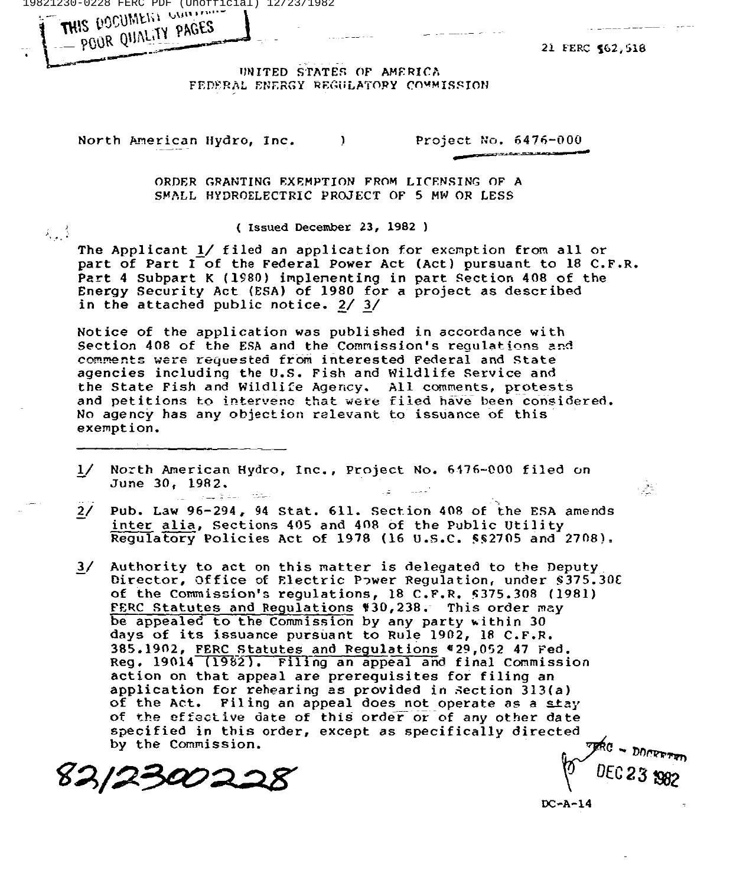21 FERC ¶62,518

UNITED STATES OF AMERICA
FEDERAL ENERGY REGULATORY COMMISSION

North American Hydro, Inc. ) Project No. 6476-000

ORDER GRANTING EXEMPTION FROM LICENSING OF A SMALL HYDROELECTRIC PROJECT OF 5 MW OR LESS

( Issued December 23, 1982 )

The Applicant 1/ filed an application for exemption from all or part of Part I of the Federal Power Act (Act) pursuant to 18 C.F.R. Part 4 Subpart K (1980) implementing in part Section 408 of the Energy Security Act (ESA) of 1980 for a project as described in the attached public notice. 2/ 3/

Notice of the application was published in accordance with Section 408 of the ESA and the Commission's regulations and comments were requested from interested Federal and State agencies including the U.S. Fish and Wildlife Service and the State Fish and Wildlife Agency. All comments, protests and petitions to intervene that were filed have been considered. No agency has any objection relevant to issuance of this exemption.

---

1/ North American Hydro, Inc., Project No. 6476-000 filed on June 30, 1982.

2/ Pub. Law 96-294, 94 Stat. 611. Section 408 of the ESA amends inter alia, Sections 405 and 408 of the Public Utility Regulatory Policies Act of 1978 (16 U.S.C. §§2705 and 2708).

3/ Authority to act on this matter is delegated to the Deputy Director, Office of Electric Power Regulation, under §375.308 of the Commission's regulations, 18 C.F.R. §375.308 (1981) FERC Statutes and Regulations ¶30,238. This order may be appealed to the Commission by any party within 30 days of its issuance pursuant to Rule 1902, 18 C.F.R. 385.1902, FERC Statutes and Regulations ¶29,052 47 Fed. Reg. 19014 (1982). Filing an appeal and final Commission action on that appeal are prerequisites for filing an application for rehearing as provided in Section 313(a) of the Act. Filing an appeal does not operate as a stay of the effective date of this order or of any other date specified in this order, except as specifically directed by the Commission.

8212300228

DC-A-14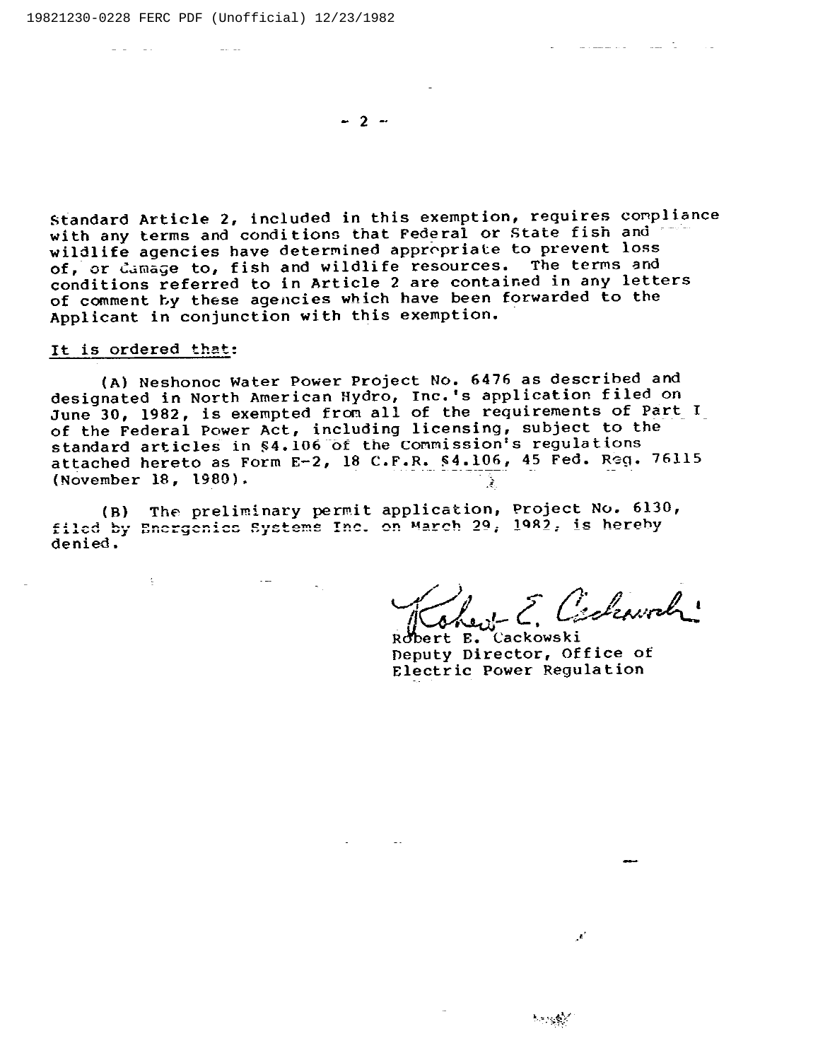Standard Article 2, included in this exemption, requires compliance with any terms and conditions that Federal or State fish and wildlife agencies have determined appropriate to prevent loss of, or damage to, fish and wildlife resources. The terms and conditions referred to in Article 2 are contained in any letters of comment by these agencies which have been forwarded to the Applicant in conjunction with this exemption.

It is ordered that:

(A) Neshonoc Water Power Project No. 6476 as described and designated in North American Hydro, Inc.'s application filed on June 30, 1982, is exempted from all of the requirements of Part I of the Federal Power Act, including licensing, subject to the standard articles in §4.106 of the Commission's regulations attached hereto as Form E-2, 18 C.F.R. §4.106, 45 Fed. Reg. 76115 (November 18, 1980).

(B) The preliminary permit application, Project No. 6130, filed by Energenics Systems Inc. on March 29, 1982, is hereby denied.

Robert E. Cackowski
Deputy Director, Office of
Electric Power Regulation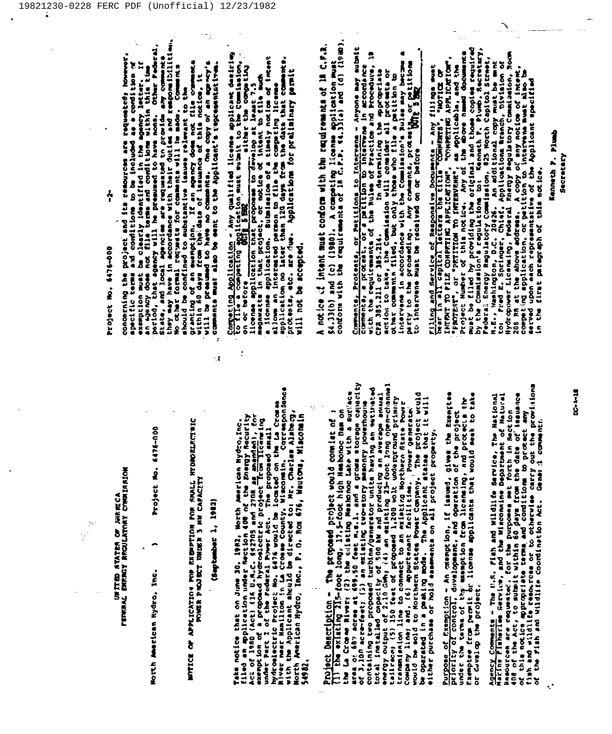UNITED STATES OF AMERICA
FEDERAL ENERGY REGULATORY COMMISSION

North American Hydro, Inc. ) Project No. 6476-000

NOTICE OF APPLICATION FOR EXEMPTION FOR SMALL HYDROELECTRIC POWER PROJECT UNDER 5 MW CAPACITY

(September 1, 1982)

Take notice that on June 30, 1982, North American Hydro, Inc. filed an application under Section 408 of the Energy Security Act of 1980 (Act) (16 U.S.C. §§2705 and 2708 as amended), for exemption of a proposed hydroelectric project from licensing under Part I of the Federal Power Act. The proposed small hydroelectric Project No. 6476 would be located on the La Crosse River near Hamilton in La Crosse County, Wisconsin. Correspondence with the Applicant should be directed to: Mr. Charles Alsberg, North American Hydro, Inc., P. O. Box 676, Wautoma, Wisconsin 54982.

Project Description - The proposed project would consist of: (1) the existing 215-foot long, 17.5-foot high Neshonoc Dam on the La Crosse River; (2) the existing Neshonoc Lake with a surface area of 687 acres at 699.50 feet m.s.l. and a gross storage capacity of 3,100 acre-feet; (3) an existing two-story masonry powerhouse containing two proposed turbine/generator units having an estimated total installed capacity of 500 kW and producing an average annual energy output of 2.10 GWh; (4) an existing 25-foot long open-channel tailrace; (5) 150 feet of proposed 1,200 volt underground primary transmission line to connect to an existing Northern State Power Company line; and, (6) appurtenant facilities. Power generated would be sold to Northern States Power Company. The project would be operated in a peaking mode. The Applicant states that it will either purchase or hold easements on all project property.

Purpose of Exemption - An exemption, if issued, gives the Exemptee priority of control, development, and operation of the project under the terms of the exemption from licensing, and protects the Exemptee from permit or license applicants that would seek to take or develop the project.

Agency Comments - The U.S. Fish and Wildlife Service, the National Marine Fisheries Service, and the Wisconsin Department of Natural Resources are requested, for the purposes set forth in Section 408 of the Act, to submit within 60 days from the date of issuance of this notice appropriate terms and conditions to protect any fish and wildlife resources or to otherwise carry out the provisions of the Fish and Wildlife Coordination Act. General comments concerning the project and its resources are requested; however, specific terms and conditions to be included as a condition of exemption must be clearly identified in the agency letter. If an agency does not file terms and conditions within this time period, that agency will be presumed to have none. Other Federal, State, and local agencies are requested to provide any comments they may have in accordance with their duties and responsibilities. No other formal requests for comments will be made. Comments should be confined to substantive issues relevant to the granting of an exemption. If an agency does not file comments within 60 days from the date of issuance of this notice, it will be presumed to have no comments. One copy of an agency's comments must also be sent to the Applicant's representatives.

Competing Application - Any qualified license applicant desiring to file a competing application must submit to the Commission, on or before OCT 5 1982, either the competing license application that proposes to develop at least 7.5 megawatts in that project, or notice of intent to file such a license application. Submission of a timely notice of intent allows an interested person to file the competing license application no later than 120 days from the date that comments, protests, etc. are due. Applications for preliminary permit will not be accepted.

A notice of intent must conform with the requirements of 18 C.F.R. §4.33(b) and (c) (1980). A competing license application must conform with the requirements of 18 C.F.R. §4.33(a) and (d) (1980).

Comments, Protests, or Petitions to Intervene - Anyone may submit comments, a protest, or a petition to intervene in accordance with the requirements of the Rules of Practice and Procedure, 18 CFR 385.211 or 385.214. In determining the appropriate action to take, the Commission will consider all protests or other comments filed, but only those who file a petition to intervene in accordance with the Commission's Rules may become a party to the proceeding. Any comments, protests, or petitions to intervene must be received on or before OCT 5 1982.

Filing and Service of Responsive Documents - Any filings must bear in all capital letters the title "COMMENTS", "NOTICE OF INTENT TO FILE COMPETING APPLICATION", "COMPETING APPLICATION", "PROTEST", or "PETITION TO INTERVENE", as applicable, and the Project Number of this notice. Any of the above named documents must be filed by providing the original and those copies required by the Commission's regulations to: Kenneth F. Plumb, Secretary, Federal Energy Regulatory Commission, 825 North Capitol Street, N.E., Washington, D.C. 20426. An additional copy must be sent to: Fred E. Springer, Chief, Applications Branch, Division of Hydropower Licensing, Federal Energy Regulatory Commission, Room 208 RB at the above address. A copy of any notice of intent, competing application, or petition to intervene must also be served upon each representative of the Applicant specified in the first paragraph of this notice.

Kenneth F. Plumb
Secretary

DC-A-18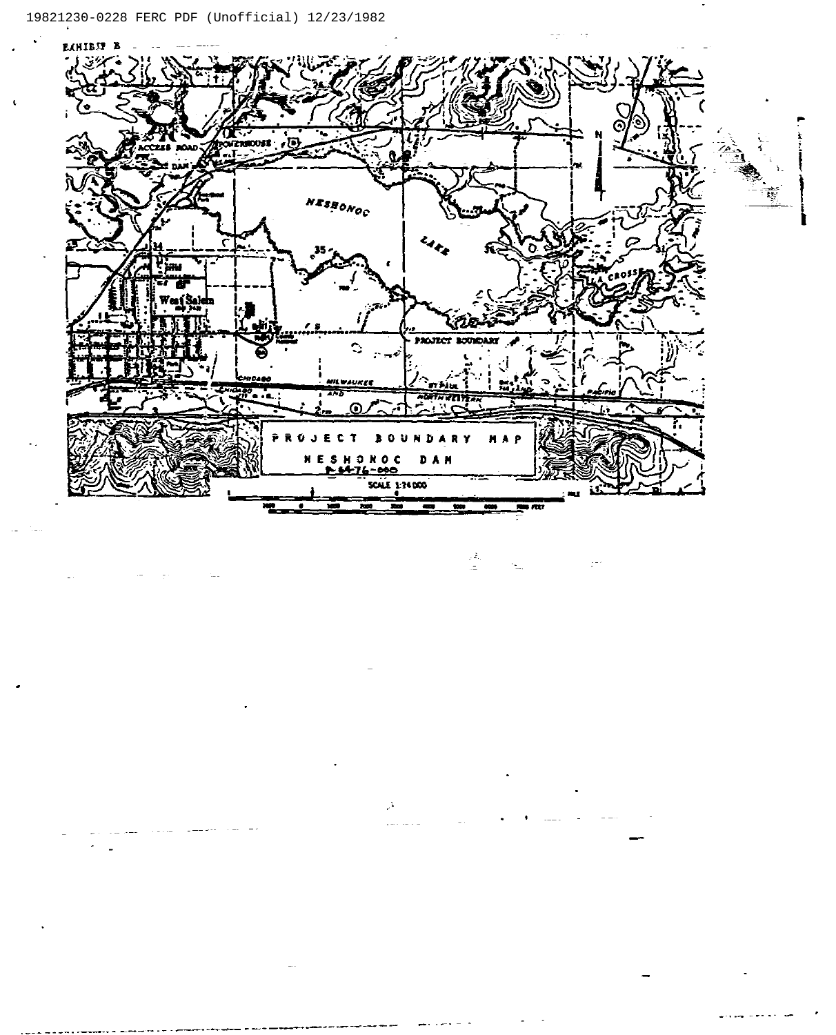EXHIBIT B

ACCESS ROAD

POWERHOUSE

DAM

NESHONOC

LAKE

LA CROSSE

West Salem

PROJECT BOUNDARY

CHICAGO MILWAUKEE ST PAUL AND PACIFIC

CHICAGO AND NORTH WESTERN

N

# PROJECT BOUNDARY MAP

## NESHONOC DAM

P-6476-000

SCALE 1:24000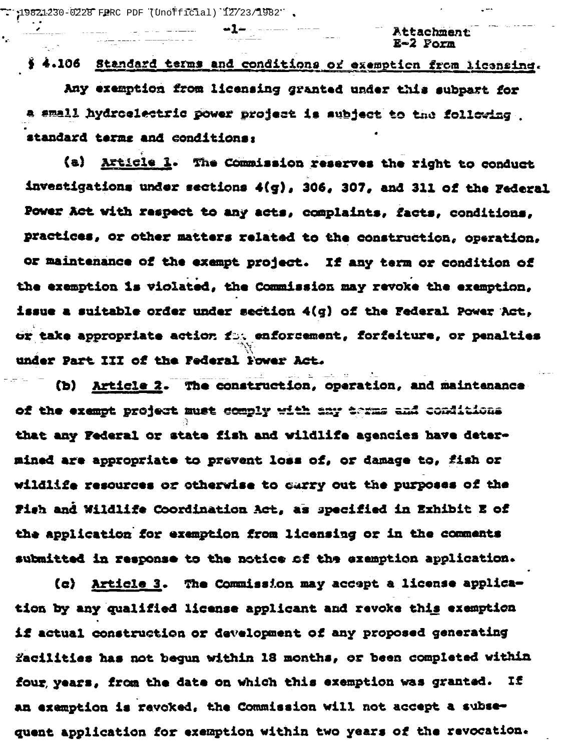Attachment
E-2 Form

§ 4.106 Standard terms and conditions of exemption from licensing.

Any exemption from licensing granted under this subpart for a small hydroelectric power project is subject to the following standard terms and conditions:

(a) Article 1. The Commission reserves the right to conduct investigations under sections 4(g), 306, 307, and 311 of the Federal Power Act with respect to any acts, complaints, facts, conditions, practices, or other matters related to the construction, operation, or maintenance of the exempt project. If any term or condition of the exemption is violated, the Commission may revoke the exemption, issue a suitable order under section 4(g) of the Federal Power Act, or take appropriate action for enforcement, forfeiture, or penalties under Part III of the Federal Power Act.

(b) Article 2. The construction, operation, and maintenance of the exempt project must comply with any terms and conditions that any Federal or state fish and wildlife agencies have determined are appropriate to prevent loss of, or damage to, fish or wildlife resources or otherwise to carry out the purposes of the Fish and Wildlife Coordination Act, as specified in Exhibit E of the application for exemption from licensing or in the comments submitted in response to the notice of the exemption application.

(c) Article 3. The Commission may accept a license application by any qualified license applicant and revoke this exemption if actual construction or development of any proposed generating facilities has not begun within 18 months, or been completed within four years, from the date on which this exemption was granted. If an exemption is revoked, the Commission will not accept a subsequent application for exemption within two years of the revocation.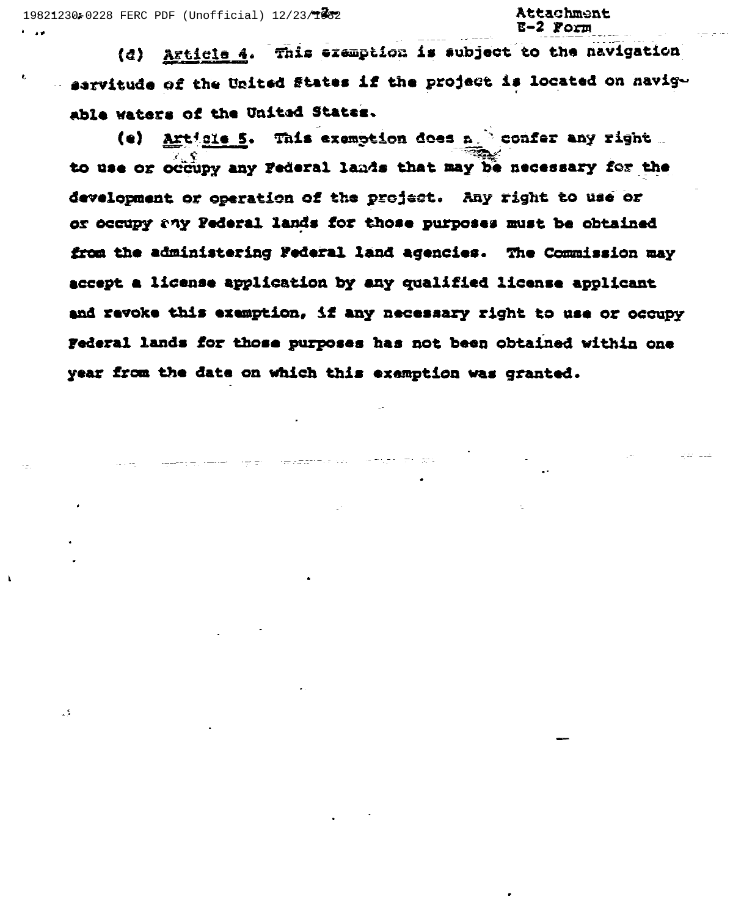Attachment
E-2 Form

(d) Article 4. This exemption is subject to the navigation servitude of the United States if the project is located on navigable waters of the United States.

(e) Article 5. This exemption does not confer any right to use or occupy any Federal lands that may be necessary for the development or operation of the project. Any right to use or or occupy any Federal lands for those purposes must be obtained from the administering Federal land agencies. The Commission may accept a license application by any qualified license applicant and revoke this exemption, if any necessary right to use or occupy Federal lands for those purposes has not been obtained within one year from the date on which this exemption was granted.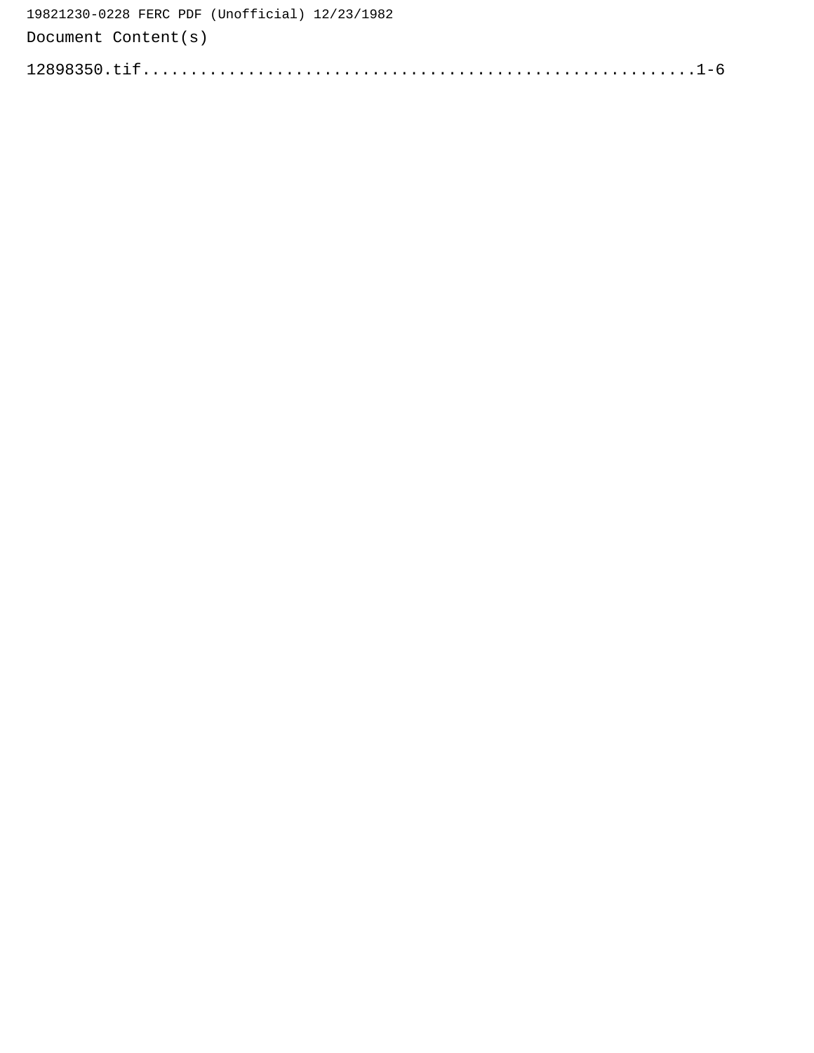Document Content(s)

12898350.tif......................................................1-6